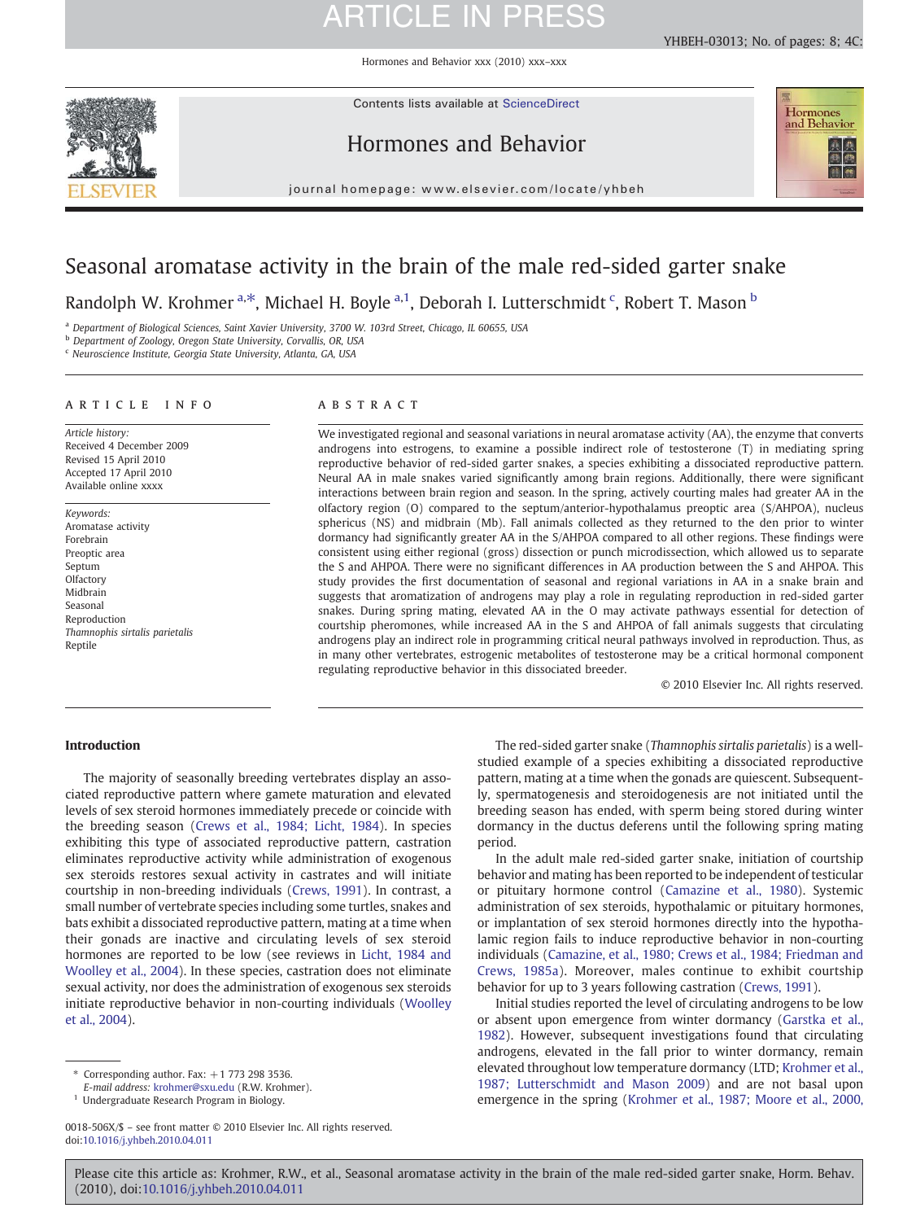# Seasonal aromatase activity in the brain of the male red-sided garter snake

Randolph W. Krohmer [a,*], Michael H. Boyle [a,1], Deborah I. Lutterschmidt [c], Robert T. Mason [b]

[a] Department of Biological Sciences, Saint Xavier University, 3700 W. 103rd Street, Chicago, IL 60655, USA
[b] Department of Zoology, Oregon State University, Corvallis, OR, USA
[c] Neuroscience Institute, Georgia State University, Atlanta, GA, USA

## ARTICLE INFO

*Article history:*
Received 4 December 2009
Revised 15 April 2010
Accepted 17 April 2010
Available online xxxx

*Keywords:*
Aromatase activity
Forebrain
Preoptic area
Septum
Olfactory
Midbrain
Seasonal
Reproduction
*Thamnophis sirtalis parietalis*
Reptile

## ABSTRACT

We investigated regional and seasonal variations in neural aromatase activity (AA), the enzyme that converts androgens into estrogens, to examine a possible indirect role of testosterone (T) in mediating spring reproductive behavior of red-sided garter snakes, a species exhibiting a dissociated reproductive pattern. Neural AA in male snakes varied significantly among brain regions. Additionally, there were significant interactions between brain region and season. In the spring, actively courting males had greater AA in the olfactory region (O) compared to the septum/anterior-hypothalamus preoptic area (S/AHPOA), nucleus sphericus (NS) and midbrain (Mb). Fall animals collected as they returned to the den prior to winter dormancy had significantly greater AA in the S/AHPOA compared to all other regions. These findings were consistent using either regional (gross) dissection or punch microdissection, which allowed us to separate the S and AHPOA. There were no significant differences in AA production between the S and AHPOA. This study provides the first documentation of seasonal and regional variations in AA in a snake brain and suggests that aromatization of androgens may play a role in regulating reproduction in red-sided garter snakes. During spring mating, elevated AA in the O may activate pathways essential for detection of courtship pheromones, while increased AA in the S and AHPOA of fall animals suggests that circulating androgens play an indirect role in programming critical neural pathways involved in reproduction. Thus, as in many other vertebrates, estrogenic metabolites of testosterone may be a critical hormonal component regulating reproductive behavior in this dissociated breeder.

© 2010 Elsevier Inc. All rights reserved.

## Introduction

The majority of seasonally breeding vertebrates display an associated reproductive pattern where gamete maturation and elevated levels of sex steroid hormones immediately precede or coincide with the breeding season (Crews et al., 1984; Licht, 1984). In species exhibiting this type of associated reproductive pattern, castration eliminates reproductive activity while administration of exogenous sex steroids restores sexual activity in castrates and will initiate courtship in non-breeding individuals (Crews, 1991). In contrast, a small number of vertebrate species including some turtles, snakes and bats exhibit a dissociated reproductive pattern, mating at a time when their gonads are inactive and circulating levels of sex steroid hormones are reported to be low (see reviews in Licht, 1984 and Woolley et al., 2004). In these species, castration does not eliminate sexual activity, nor does the administration of exogenous sex steroids initiate reproductive behavior in non-courting individuals (Woolley et al., 2004).

The red-sided garter snake (*Thamnophis sirtalis parietalis*) is a well-studied example of a species exhibiting a dissociated reproductive pattern, mating at a time when the gonads are quiescent. Subsequently, spermatogenesis and steroidogenesis are not initiated until the breeding season has ended, with sperm being stored during winter dormancy in the ductus deferens until the following spring mating period.

In the adult male red-sided garter snake, initiation of courtship behavior and mating has been reported to be independent of testicular or pituitary hormone control (Camazine et al., 1980). Systemic administration of sex steroids, hypothalamic or pituitary hormones, or implantation of sex steroid hormones directly into the hypothalamic region fails to induce reproductive behavior in non-courting individuals (Camazine, et al., 1980; Crews et al., 1984; Friedman and Crews, 1985a). Moreover, males continue to exhibit courtship behavior for up to 3 years following castration (Crews, 1991).

Initial studies reported the level of circulating androgens to be low or absent upon emergence from winter dormancy (Garstka et al., 1982). However, subsequent investigations found that circulating androgens, elevated in the fall prior to winter dormancy, remain elevated throughout low temperature dormancy (LTD; Krohmer et al., 1987; Lutterschmidt and Mason 2009) and are not basal upon emergence in the spring (Krohmer et al., 1987; Moore et al., 2000,

\* Corresponding author. Fax: +1 773 298 3536.
E-mail address: krohmer@sxu.edu (R.W. Krohmer).
[1] Undergraduate Research Program in Biology.

0018-506X/$ – see front matter © 2010 Elsevier Inc. All rights reserved.
doi:10.1016/j.yhbeh.2010.04.011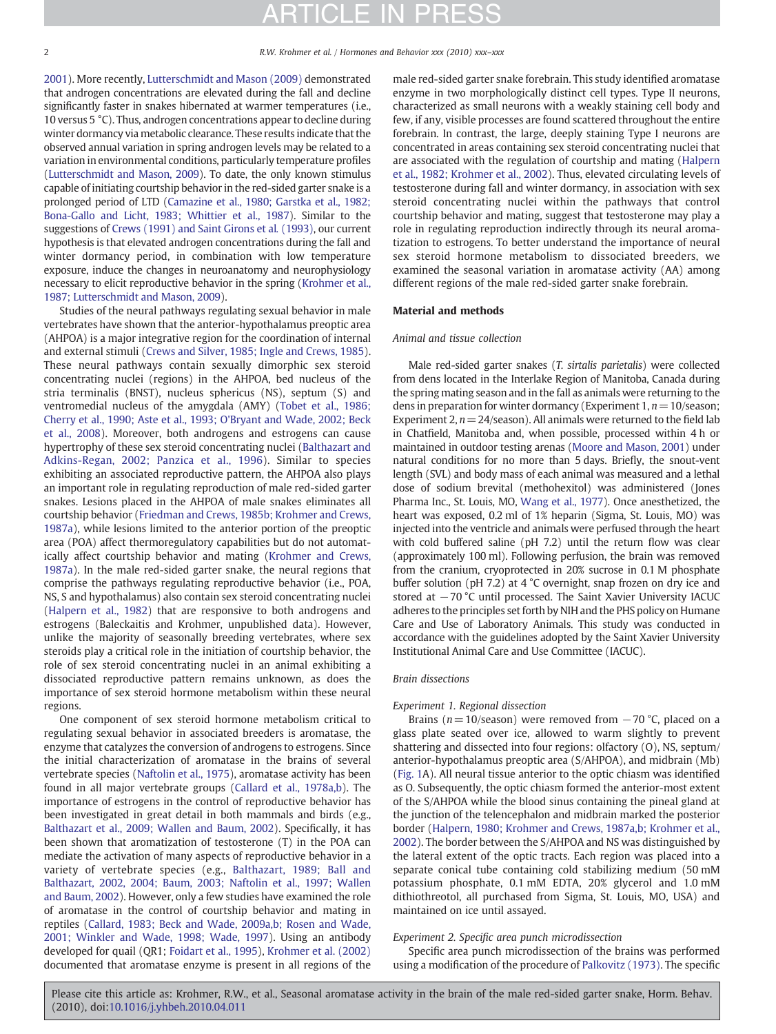2001). More recently, Lutterschmidt and Mason (2009) demonstrated that androgen concentrations are elevated during the fall and decline significantly faster in snakes hibernated at warmer temperatures (i.e., 10 versus 5 °C). Thus, androgen concentrations appear to decline during winter dormancy via metabolic clearance. These results indicate that the observed annual variation in spring androgen levels may be related to a variation in environmental conditions, particularly temperature profiles (Lutterschmidt and Mason, 2009). To date, the only known stimulus capable of initiating courtship behavior in the red-sided garter snake is a prolonged period of LTD (Camazine et al., 1980; Garstka et al., 1982; Bona-Gallo and Licht, 1983; Whittier et al., 1987). Similar to the suggestions of Crews (1991) and Saint Girons et al. (1993), our current hypothesis is that elevated androgen concentrations during the fall and winter dormancy period, in combination with low temperature exposure, induce the changes in neuroanatomy and neurophysiology necessary to elicit reproductive behavior in the spring (Krohmer et al., 1987; Lutterschmidt and Mason, 2009).

Studies of the neural pathways regulating sexual behavior in male vertebrates have shown that the anterior-hypothalamus preoptic area (AHPOA) is a major integrative region for the coordination of internal and external stimuli (Crews and Silver, 1985; Ingle and Crews, 1985). These neural pathways contain sexually dimorphic sex steroid concentrating nuclei (regions) in the AHPOA, bed nucleus of the stria terminalis (BNST), nucleus sphericus (NS), septum (S) and ventromedial nucleus of the amygdala (AMY) (Tobet et al., 1986; Cherry et al., 1990; Aste et al., 1993; O'Bryant and Wade, 2002; Beck et al., 2008). Moreover, both androgens and estrogens can cause hypertrophy of these sex steroid concentrating nuclei (Balthazart and Adkins-Regan, 2002; Panzica et al., 1996). Similar to species exhibiting an associated reproductive pattern, the AHPOA also plays an important role in regulating reproduction of male red-sided garter snakes. Lesions placed in the AHPOA of male snakes eliminates all courtship behavior (Friedman and Crews, 1985b; Krohmer and Crews, 1987a), while lesions limited to the anterior portion of the preoptic area (POA) affect thermoregulatory capabilities but do not automatically affect courtship behavior and mating (Krohmer and Crews, 1987a). In the male red-sided garter snake, the neural regions that comprise the pathways regulating reproductive behavior (i.e., POA, NS, S and hypothalamus) also contain sex steroid concentrating nuclei (Halpern et al., 1982) that are responsive to both androgens and estrogens (Baleckaitis and Krohmer, unpublished data). However, unlike the majority of seasonally breeding vertebrates, where sex steroids play a critical role in the initiation of courtship behavior, the role of sex steroid concentrating nuclei in an animal exhibiting a dissociated reproductive pattern remains unknown, as does the importance of sex steroid hormone metabolism within these neural regions.

One component of sex steroid hormone metabolism critical to regulating sexual behavior in associated breeders is aromatase, the enzyme that catalyzes the conversion of androgens to estrogens. Since the initial characterization of aromatase in the brains of several vertebrate species (Naftolin et al., 1975), aromatase activity has been found in all major vertebrate groups (Callard et al., 1978a,b). The importance of estrogens in the control of reproductive behavior has been investigated in great detail in both mammals and birds (e.g., Balthazart et al., 2009; Wallen and Baum, 2002). Specifically, it has been shown that aromatization of testosterone (T) in the POA can mediate the activation of many aspects of reproductive behavior in a variety of vertebrate species (e.g., Balthazart, 1989; Ball and Balthazart, 2002, 2004; Baum, 2003; Naftolin et al., 1997; Wallen and Baum, 2002). However, only a few studies have examined the role of aromatase in the control of courtship behavior and mating in reptiles (Callard, 1983; Beck and Wade, 2009a,b; Rosen and Wade, 2001; Winkler and Wade, 1998; Wade, 1997). Using an antibody developed for quail (QR1; Foidart et al., 1995), Krohmer et al. (2002) documented that aromatase enzyme is present in all regions of the male red-sided garter snake forebrain. This study identified aromatase enzyme in two morphologically distinct cell types. Type II neurons, characterized as small neurons with a weakly staining cell body and few, if any, visible processes are found scattered throughout the entire forebrain. In contrast, the large, deeply staining Type I neurons are concentrated in areas containing sex steroid concentrating nuclei that are associated with the regulation of courtship and mating (Halpern et al., 1982; Krohmer et al., 2002). Thus, elevated circulating levels of testosterone during fall and winter dormancy, in association with sex steroid concentrating nuclei within the pathways that control courtship behavior and mating, suggest that testosterone may play a role in regulating reproduction indirectly through its neural aromatization to estrogens. To better understand the importance of neural sex steroid hormone metabolism to dissociated breeders, we examined the seasonal variation in aromatase activity (AA) among different regions of the male red-sided garter snake forebrain.

## Material and methods

### Animal and tissue collection

Male red-sided garter snakes (*T. sirtalis parietalis*) were collected from dens located in the Interlake Region of Manitoba, Canada during the spring mating season and in the fall as animals were returning to the dens in preparation for winter dormancy (Experiment 1, $n = 10$/season; Experiment 2, $n = 24$/season). All animals were returned to the field lab in Chatfield, Manitoba and, when possible, processed within 4 h or maintained in outdoor testing arenas (Moore and Mason, 2001) under natural conditions for no more than 5 days. Briefly, the snout-vent length (SVL) and body mass of each animal was measured and a lethal dose of sodium brevital (methohexitol) was administered (Jones Pharma Inc., St. Louis, MO, Wang et al., 1977). Once anesthetized, the heart was exposed, 0.2 ml of 1% heparin (Sigma, St. Louis, MO) was injected into the ventricle and animals were perfused through the heart with cold buffered saline (pH 7.2) until the return flow was clear (approximately 100 ml). Following perfusion, the brain was removed from the cranium, cryoprotected in 20% sucrose in 0.1 M phosphate buffer solution (pH 7.2) at 4 °C overnight, snap frozen on dry ice and stored at −70 °C until processed. The Saint Xavier University IACUC adheres to the principles set forth by NIH and the PHS policy on Humane Care and Use of Laboratory Animals. This study was conducted in accordance with the guidelines adopted by the Saint Xavier University Institutional Animal Care and Use Committee (IACUC).

### Brain dissections

#### Experiment 1. Regional dissection

Brains ($n = 10$/season) were removed from −70 °C, placed on a glass plate seated over ice, allowed to warm slightly to prevent shattering and dissected into four regions: olfactory (O), NS, septum/anterior-hypothalamus preoptic area (S/AHPOA), and midbrain (Mb) (Fig. 1A). All neural tissue anterior to the optic chiasm was identified as O. Subsequently, the optic chiasm formed the anterior-most extent of the S/AHPOA while the blood sinus containing the pineal gland at the junction of the telencephalon and midbrain marked the posterior border (Halpern, 1980; Krohmer and Crews, 1987a,b; Krohmer et al., 2002). The border between the S/AHPOA and NS was distinguished by the lateral extent of the optic tracts. Each region was placed into a separate conical tube containing cold stabilizing medium (50 mM potassium phosphate, 0.1 mM EDTA, 20% glycerol and 1.0 mM dithiothreotol, all purchased from Sigma, St. Louis, MO, USA) and maintained on ice until assayed.

#### Experiment 2. Specific area punch microdissection

Specific area punch microdissection of the brains was performed using a modification of the procedure of Palkovitz (1973). The specific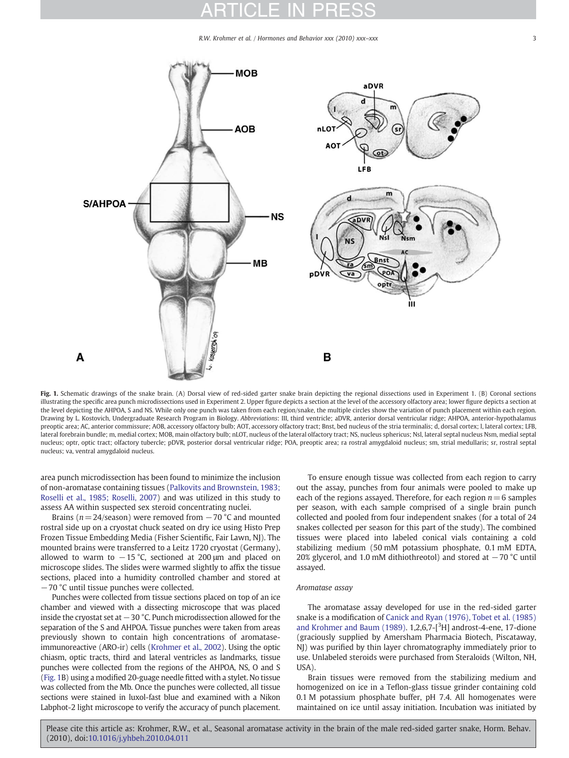**Fig. 1.** Schematic drawings of the snake brain. (A) Dorsal view of red-sided garter snake brain depicting the regional dissections used in Experiment 1. (B) Coronal sections illustrating the specific area punch microdissections used in Experiment 2. Upper figure depicts a section at the level of the accessory olfactory area; lower figure depicts a section at the level depicting the AHPOA, S and NS. While only one punch was taken from each region/snake, the multiple circles show the variation of punch placement within each region. Drawing by L. Kostovich, Undergraduate Research Program in Biology. *Abbreviations*: III, third ventricle; aDVR, anterior dorsal ventricular ridge; AHPOA, anterior-hypothalamus preoptic area; AC, anterior commissure; AOB, accessory olfactory bulb; AOT, accessory olfactory tract; Bnst, bed nucleus of the stria terminalis; d, dorsal cortex; l, lateral cortex; LFB, lateral forebrain bundle; m, medial cortex; MOB, main olfactory bulb; nLOT, nucleus of the lateral olfactory tract; NS, nucleus sphericus; Nsl, lateral septal nucleus Nsm, medial septal nucleus; optr, optic tract; olfactory tubercle; pDVR, posterior dorsal ventricular ridge; POA, preoptic area; ra rostral amygdaloid nucleus; sm, strial medullaris; sr, rostral septal nucleus; va, ventral amygdaloid nucleus.

area punch microdissection has been found to minimize the inclusion of non-aromatase containing tissues (Palkovits and Brownstein, 1983; Roselli et al., 1985; Roselli, 2007) and was utilized in this study to assess AA within suspected sex steroid concentrating nuclei.

Brains ($n = 24$/season) were removed from −70 °C and mounted rostral side up on a cryostat chuck seated on dry ice using Histo Prep Frozen Tissue Embedding Media (Fisher Scientific, Fair Lawn, NJ). The mounted brains were transferred to a Leitz 1720 cryostat (Germany), allowed to warm to −15 °C, sectioned at 200 µm and placed on microscope slides. The slides were warmed slightly to affix the tissue sections, placed into a humidity controlled chamber and stored at −70 °C until tissue punches were collected.

Punches were collected from tissue sections placed on top of an ice chamber and viewed with a dissecting microscope that was placed inside the cryostat set at −30 °C. Punch microdissection allowed for the separation of the S and AHPOA. Tissue punches were taken from areas previously shown to contain high concentrations of aromatase-immunoreactive (ARO-ir) cells (Krohmer et al., 2002). Using the optic chiasm, optic tracts, third and lateral ventricles as landmarks, tissue punches were collected from the regions of the AHPOA, NS, O and S (Fig. 1B) using a modified 20-guage needle fitted with a stylet. No tissue was collected from the Mb. Once the punches were collected, all tissue sections were stained in luxol-fast blue and examined with a Nikon Labphot-2 light microscope to verify the accuracy of punch placement.

To ensure enough tissue was collected from each region to carry out the assay, punches from four animals were pooled to make up each of the regions assayed. Therefore, for each region $n = 6$ samples per season, with each sample comprised of a single brain punch collected and pooled from four independent snakes (for a total of 24 snakes collected per season for this part of the study). The combined tissues were placed into labeled conical vials containing a cold stabilizing medium (50 mM potassium phosphate, 0.1 mM EDTA, 20% glycerol, and 1.0 mM dithiothreotol) and stored at −70 °C until assayed.

### Aromatase assay

The aromatase assay developed for use in the red-sided garter snake is a modification of Canick and Ryan (1976), Tobet et al. (1985) and Krohmer and Baum (1989). 1,2,6,7-[$^3$H] androst-4-ene, 17-dione (graciously supplied by Amersham Pharmacia Biotech, Piscataway, NJ) was purified by thin layer chromatography immediately prior to use. Unlabeled steroids were purchased from Steraloids (Wilton, NH, USA).

Brain tissues were removed from the stabilizing medium and homogenized on ice in a Teflon-glass tissue grinder containing cold 0.1 M potassium phosphate buffer, pH 7.4. All homogenates were maintained on ice until assay initiation. Incubation was initiated by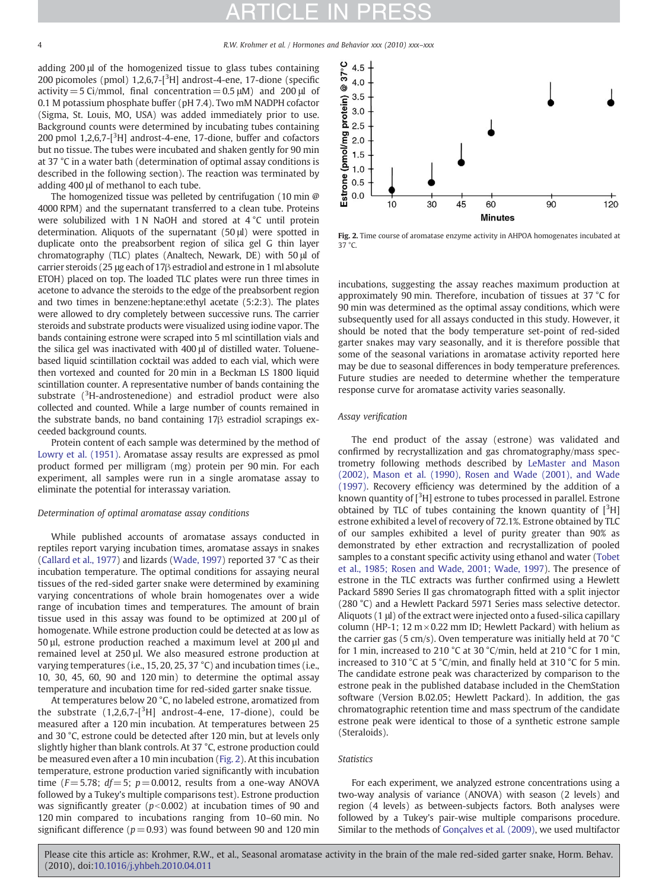adding 200 μl of the homogenized tissue to glass tubes containing 200 picomoles (pmol) 1,2,6,7-[$^3$H] androst-4-ene, 17-dione (specific activity = 5 Ci/mmol, final concentration = 0.5 μM) and 200 μl of 0.1 M potassium phosphate buffer (pH 7.4). Two mM NADPH cofactor (Sigma, St. Louis, MO, USA) was added immediately prior to use. Background counts were determined by incubating tubes containing 200 pmol 1,2,6,7-[$^3$H] androst-4-ene, 17-dione, buffer and cofactors but no tissue. The tubes were incubated and shaken gently for 90 min at 37 °C in a water bath (determination of optimal assay conditions is described in the following section). The reaction was terminated by adding 400 μl of methanol to each tube.

The homogenized tissue was pelleted by centrifugation (10 min @ 4000 RPM) and the supernatant transferred to a clean tube. Proteins were solubilized with 1 N NaOH and stored at 4 °C until protein determination. Aliquots of the supernatant (50 μl) were spotted in duplicate onto the preabsorbent region of silica gel G thin layer chromatography (TLC) plates (Analtech, Newark, DE) with 50 μl of carrier steroids (25 μg each of 17β estradiol and estrone in 1 ml absolute ETOH) placed on top. The loaded TLC plates were run three times in acetone to advance the steroids to the edge of the preabsorbent region and two times in benzene:heptane:ethyl acetate (5:2:3). The plates were allowed to dry completely between successive runs. The carrier steroids and substrate products were visualized using iodine vapor. The bands containing estrone were scraped into 5 ml scintillation vials and the silica gel was inactivated with 400 μl of distilled water. Toluene-based liquid scintillation cocktail was added to each vial, which were then vortexed and counted for 20 min in a Beckman LS 1800 liquid scintillation counter. A representative number of bands containing the substrate ($^3$H-androstenedione) and estradiol product were also collected and counted. While a large number of counts remained in the substrate bands, no band containing 17β estradiol scrapings exceeded background counts.

Protein content of each sample was determined by the method of Lowry et al. (1951). Aromatase assay results are expressed as pmol product formed per milligram (mg) protein per 90 min. For each experiment, all samples were run in a single aromatase assay to eliminate the potential for interassay variation.

### Determination of optimal aromatase assay conditions

While published accounts of aromatase assays conducted in reptiles report varying incubation times, aromatase assays in snakes (Callard et al., 1977) and lizards (Wade, 1997) reported 37 °C as their incubation temperature. The optimal conditions for assaying neural tissues of the red-sided garter snake were determined by examining varying concentrations of whole brain homogenates over a wide range of incubation times and temperatures. The amount of brain tissue used in this assay was found to be optimized at 200 μl of homogenate. While estrone production could be detected at as low as 50 μl, estrone production reached a maximum level at 200 μl and remained level at 250 μl. We also measured estrone production at varying temperatures (i.e., 15, 20, 25, 37 °C) and incubation times (i.e., 10, 30, 45, 60, 90 and 120 min) to determine the optimal assay temperature and incubation time for red-sided garter snake tissue.

At temperatures below 20 °C, no labeled estrone, aromatized from the substrate (1,2,6,7-[$^3$H] androst-4-ene, 17-dione), could be measured after a 120 min incubation. At temperatures between 25 and 30 °C, estrone could be detected after 120 min, but at levels only slightly higher than blank controls. At 37 °C, estrone production could be measured even after a 10 min incubation (Fig. 2). At this incubation temperature, estrone production varied significantly with incubation time ($F = 5.78$; $df = 5$; $p = 0.0012$, results from a one-way ANOVA followed by a Tukey's multiple comparisons test). Estrone production was significantly greater ($p < 0.002$) at incubation times of 90 and 120 min compared to incubations ranging from 10–60 min. No significant difference ($p = 0.93$) was found between 90 and 120 min incubations, suggesting the assay reaches maximum production at approximately 90 min. Therefore, incubation of tissues at 37 °C for 90 min was determined as the optimal assay conditions, which were subsequently used for all assays conducted in this study. However, it should be noted that the body temperature set-point of red-sided garter snakes may vary seasonally, and it is therefore possible that some of the seasonal variations in aromatase activity reported here may be due to seasonal differences in body temperature preferences. Future studies are needed to determine whether the temperature response curve for aromatase activity varies seasonally.

Fig. 2. Time course of aromatase enzyme activity in AHPOA homogenates incubated at 37 °C.

### Assay verification

The end product of the assay (estrone) was validated and confirmed by recrystallization and gas chromatography/mass spectrometry following methods described by LeMaster and Mason (2002), Mason et al. (1990), Rosen and Wade (2001), and Wade (1997). Recovery efficiency was determined by the addition of a known quantity of [$^3$H] estrone to tubes processed in parallel. Estrone obtained by TLC of tubes containing the known quantity of [$^3$H] estrone exhibited a level of recovery of 72.1%. Estrone obtained by TLC of our samples exhibited a level of purity greater than 90% as demonstrated by ether extraction and recrystallization of pooled samples to a constant specific activity using ethanol and water (Tobet et al., 1985; Rosen and Wade, 2001; Wade, 1997). The presence of estrone in the TLC extracts was further confirmed using a Hewlett Packard 5890 Series II gas chromatograph fitted with a split injector (280 °C) and a Hewlett Packard 5971 Series mass selective detector. Aliquots (1 μl) of the extract were injected onto a fused-silica capillary column (HP-1; 12 m × 0.22 mm ID; Hewlett Packard) with helium as the carrier gas (5 cm/s). Oven temperature was initially held at 70 °C for 1 min, increased to 210 °C at 30 °C/min, held at 210 °C for 1 min, increased to 310 °C at 5 °C/min, and finally held at 310 °C for 5 min. The candidate estrone peak was characterized by comparison to the estrone peak in the published database included in the ChemStation software (Version B.02.05; Hewlett Packard). In addition, the gas chromatographic retention time and mass spectrum of the candidate estrone peak were identical to those of a synthetic estrone sample (Steraloids).

### Statistics

For each experiment, we analyzed estrone concentrations using a two-way analysis of variance (ANOVA) with season (2 levels) and region (4 levels) as between-subjects factors. Both analyses were followed by a Tukey's pair-wise multiple comparisons procedure. Similar to the methods of Gonçalves et al. (2009), we used multifactor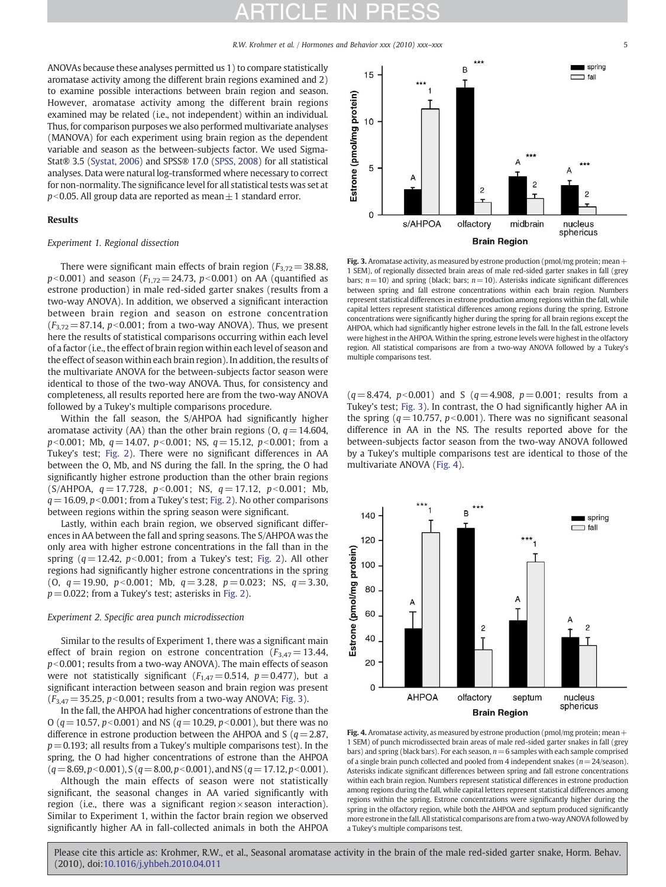ANOVAs because these analyses permitted us 1) to compare statistically aromatase activity among the different brain regions examined and 2) to examine possible interactions between brain region and season. However, aromatase activity among the different brain regions examined may be related (i.e., not independent) within an individual. Thus, for comparison purposes we also performed multivariate analyses (MANOVA) for each experiment using brain region as the dependent variable and season as the between-subjects factor. We used SigmaStat® 3.5 (Systat, 2006) and SPSS® 17.0 (SPSS, 2008) for all statistical analyses. Data were natural log-transformed where necessary to correct for non-normality. The significance level for all statistical tests was set at $p<0.05$. All group data are reported as mean ± 1 standard error.

## Results

### *Experiment 1. Regional dissection*

There were significant main effects of brain region ($F_{3,72}=38.88$, $p<0.001$) and season ($F_{1,72}=24.73$, $p<0.001$) on AA (quantified as estrone production) in male red-sided garter snakes (results from a two-way ANOVA). In addition, we observed a significant interaction between brain region and season on estrone concentration ($F_{3,72}=87.14$, $p<0.001$; from a two-way ANOVA). Thus, we present here the results of statistical comparisons occurring within each level of a factor (i.e., the effect of brain region within each level of season and the effect of season within each brain region). In addition, the results of the multivariate ANOVA for the between-subjects factor season were identical to those of the two-way ANOVA. Thus, for consistency and completeness, all results reported here are from the two-way ANOVA followed by a Tukey's multiple comparisons procedure.

Within the fall season, the S/AHPOA had significantly higher aromatase activity (AA) than the other brain regions (O, $q=14.604$, $p<0.001$; Mb, $q=14.07$, $p<0.001$; NS, $q=15.12$, $p<0.001$; from a Tukey's test; Fig. 2). There were no significant differences in AA between the O, Mb, and NS during the fall. In the spring, the O had significantly higher estrone production than the other brain regions (S/AHPOA, $q=17.728$, $p<0.001$; NS, $q=17.12$, $p<0.001$; Mb, $q=16.09$, $p<0.001$; from a Tukey's test; Fig. 2). No other comparisons between regions within the spring season were significant.

Lastly, within each brain region, we observed significant differences in AA between the fall and spring seasons. The S/AHPOA was the only area with higher estrone concentrations in the fall than in the spring ($q=12.42$, $p<0.001$; from a Tukey's test; Fig. 2). All other regions had significantly higher estrone concentrations in the spring (O, $q=19.90$, $p<0.001$; Mb, $q=3.28$, $p=0.023$; NS, $q=3.30$, $p=0.022$; from a Tukey's test; asterisks in Fig. 2).

### *Experiment 2. Specific area punch microdissection*

Similar to the results of Experiment 1, there was a significant main effect of brain region on estrone concentration ($F_{3,47}=13.44$, $p<0.001$; results from a two-way ANOVA). The main effects of season were not statistically significant ($F_{1,47}=0.514$, $p=0.477$), but a significant interaction between season and brain region was present ($F_{3,47}=35.25$, $p<0.001$; results from a two-way ANOVA; Fig. 3).

In the fall, the AHPOA had higher concentrations of estrone than the O ($q=10.57$, $p<0.001$) and NS ($q=10.29$, $p<0.001$), but there was no difference in estrone production between the AHPOA and S ($q=2.87$, $p=0.193$; all results from a Tukey's multiple comparisons test). In the spring, the O had higher concentrations of estrone than the AHPOA ($q=8.69$, $p<0.001$), S ($q=8.00$, $p<0.001$), and NS ($q=17.12$, $p<0.001$).

Although the main effects of season were not statistically significant, the seasonal changes in AA varied significantly with region (i.e., there was a significant region × season interaction). Similar to Experiment 1, within the factor brain region we observed significantly higher AA in fall-collected animals in both the AHPOA ($q=8.474$, $p<0.001$) and S ($q=4.908$, $p=0.001$; results from a Tukey's test; Fig. 3). In contrast, the O had significantly higher AA in the spring ($q=10.757$, $p<0.001$). There was no significant seasonal difference in AA in the NS. The results reported above for the between-subjects factor season from the two-way ANOVA followed by a Tukey's multiple comparisons test are identical to those of the multivariate ANOVA (Fig. 4).

**Fig. 3.** Aromatase activity, as measured by estrone production (pmol/mg protein; mean + 1 SEM), of regionally dissected brain areas of male red-sided garter snakes in fall (grey bars; $n=10$) and spring (black; bars; $n=10$). Asterisks indicate significant differences between spring and fall estrone concentrations within each brain region. Numbers represent statistical differences in estrone production among regions within the fall, while capital letters represent statistical differences among regions during the spring. Estrone concentrations were significantly higher during the spring for all brain regions except the AHPOA, which had significantly higher estrone levels in the fall. In the fall, estrone levels were highest in the AHPOA. Within the spring, estrone levels were highest in the olfactory region. All statistical comparisons are from a two-way ANOVA followed by a Tukey's multiple comparisons test.

**Fig. 4.** Aromatase activity, as measured by estrone production (pmol/mg protein; mean + 1 SEM) of punch microdissected brain areas of male red-sided garter snakes in fall (grey bars) and spring (black bars). For each season, $n=6$ samples with each sample comprised of a single brain punch collected and pooled from 4 independent snakes ($n=24$/season). Asterisks indicate significant differences between spring and fall estrone concentrations within each brain region. Numbers represent statistical differences in estrone production among regions during the fall, while capital letters represent statistical differences among regions within the spring. Estrone concentrations were significantly higher during the spring in the olfactory region, while both the AHPOA and septum produced significantly more estrone in the fall. All statistical comparisons are from a two-way ANOVA followed by a Tukey's multiple comparisons test.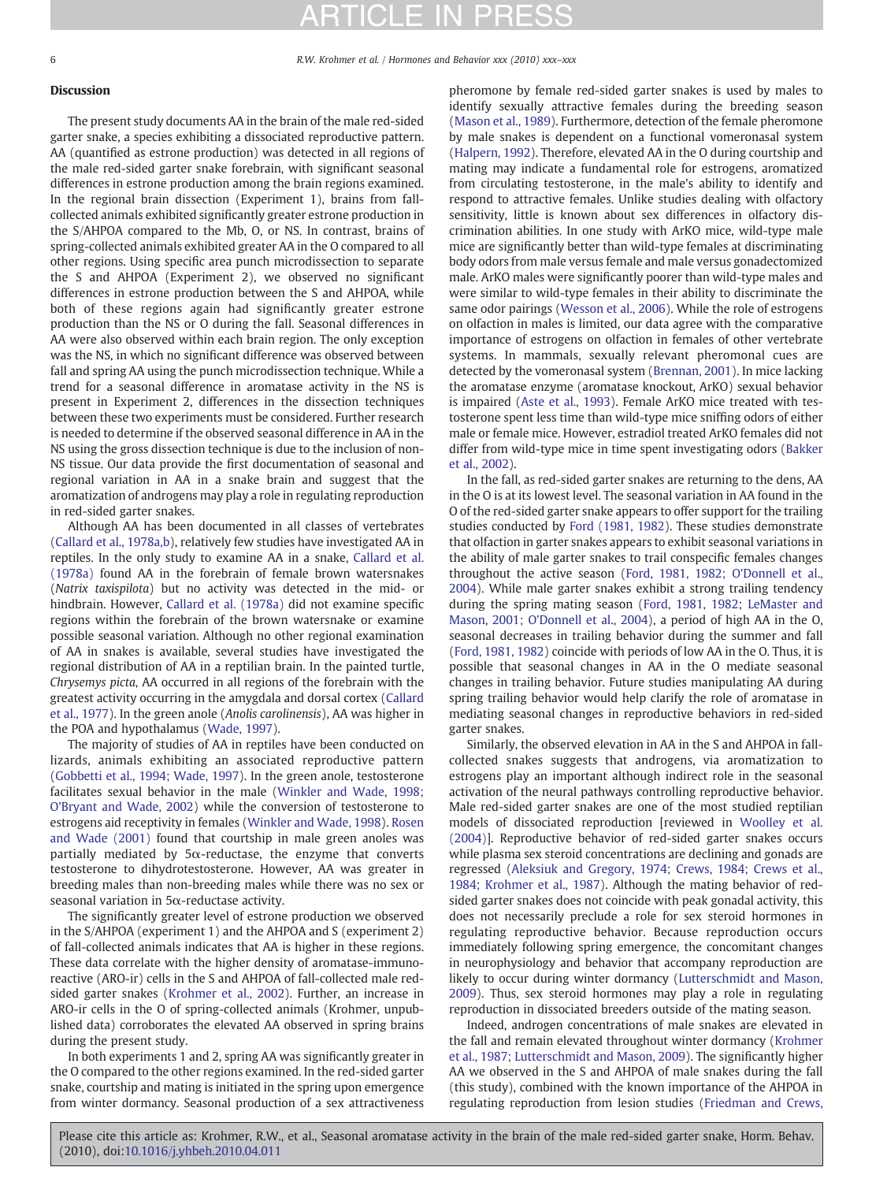## Discussion

The present study documents AA in the brain of the male red-sided garter snake, a species exhibiting a dissociated reproductive pattern. AA (quantified as estrone production) was detected in all regions of the male red-sided garter snake forebrain, with significant seasonal differences in estrone production among the brain regions examined. In the regional brain dissection (Experiment 1), brains from fall-collected animals exhibited significantly greater estrone production in the S/AHPOA compared to the Mb, O, or NS. In contrast, brains of spring-collected animals exhibited greater AA in the O compared to all other regions. Using specific area punch microdissection to separate the S and AHPOA (Experiment 2), we observed no significant differences in estrone production between the S and AHPOA, while both of these regions again had significantly greater estrone production than the NS or O during the fall. Seasonal differences in AA were also observed within each brain region. The only exception was the NS, in which no significant difference was observed between fall and spring AA using the punch microdissection technique. While a trend for a seasonal difference in aromatase activity in the NS is present in Experiment 2, differences in the dissection techniques between these two experiments must be considered. Further research is needed to determine if the observed seasonal difference in AA in the NS using the gross dissection technique is due to the inclusion of non-NS tissue. Our data provide the first documentation of seasonal and regional variation in AA in a snake brain and suggest that the aromatization of androgens may play a role in regulating reproduction in red-sided garter snakes.

Although AA has been documented in all classes of vertebrates (Callard et al., 1978a,b), relatively few studies have investigated AA in reptiles. In the only study to examine AA in a snake, Callard et al. (1978a) found AA in the forebrain of female brown watersnakes (*Natrix taxispilota*) but no activity was detected in the mid- or hindbrain. However, Callard et al. (1978a) did not examine specific regions within the forebrain of the brown watersnake or examine possible seasonal variation. Although no other regional examination of AA in snakes is available, several studies have investigated the regional distribution of AA in a reptilian brain. In the painted turtle, *Chrysemys picta*, AA occurred in all regions of the forebrain with the greatest activity occurring in the amygdala and dorsal cortex (Callard et al., 1977). In the green anole (*Anolis carolinensis*), AA was higher in the POA and hypothalamus (Wade, 1997).

The majority of studies of AA in reptiles have been conducted on lizards, animals exhibiting an associated reproductive pattern (Gobbetti et al., 1994; Wade, 1997). In the green anole, testosterone facilitates sexual behavior in the male (Winkler and Wade, 1998; O'Bryant and Wade, 2002) while the conversion of testosterone to estrogens aid receptivity in females (Winkler and Wade, 1998). Rosen and Wade (2001) found that courtship in male green anoles was partially mediated by 5α-reductase, the enzyme that converts testosterone to dihydrotestosterone. However, AA was greater in breeding males than non-breeding males while there was no sex or seasonal variation in 5α-reductase activity.

The significantly greater level of estrone production we observed in the S/AHPOA (experiment 1) and the AHPOA and S (experiment 2) of fall-collected animals indicates that AA is higher in these regions. These data correlate with the higher density of aromatase-immunoreactive (ARO-ir) cells in the S and AHPOA of fall-collected male red-sided garter snakes (Krohmer et al., 2002). Further, an increase in ARO-ir cells in the O of spring-collected animals (Krohmer, unpublished data) corroborates the elevated AA observed in spring brains during the present study.

In both experiments 1 and 2, spring AA was significantly greater in the O compared to the other regions examined. In the red-sided garter snake, courtship and mating is initiated in the spring upon emergence from winter dormancy. Seasonal production of a sex attractiveness pheromone by female red-sided garter snakes is used by males to identify sexually attractive females during the breeding season (Mason et al., 1989). Furthermore, detection of the female pheromone by male snakes is dependent on a functional vomeronasal system (Halpern, 1992). Therefore, elevated AA in the O during courtship and mating may indicate a fundamental role for estrogens, aromatized from circulating testosterone, in the male's ability to identify and respond to attractive females. Unlike studies dealing with olfactory sensitivity, little is known about sex differences in olfactory discrimination abilities. In one study with ArKO mice, wild-type male mice are significantly better than wild-type females at discriminating body odors from male versus female and male versus gonadectomized male. ArKO males were significantly poorer than wild-type males and were similar to wild-type females in their ability to discriminate the same odor pairings (Wesson et al., 2006). While the role of estrogens on olfaction in males is limited, our data agree with the comparative importance of estrogens on olfaction in females of other vertebrate systems. In mammals, sexually relevant pheromonal cues are detected by the vomeronasal system (Brennan, 2001). In mice lacking the aromatase enzyme (aromatase knockout, ArKO) sexual behavior is impaired (Aste et al., 1993). Female ArKO mice treated with testosterone spent less time than wild-type mice sniffing odors of either male or female mice. However, estradiol treated ArKO females did not differ from wild-type mice in time spent investigating odors (Bakker et al., 2002).

In the fall, as red-sided garter snakes are returning to the dens, AA in the O is at its lowest level. The seasonal variation in AA found in the O of the red-sided garter snake appears to offer support for the trailing studies conducted by Ford (1981, 1982). These studies demonstrate that olfaction in garter snakes appears to exhibit seasonal variations in the ability of male garter snakes to trail conspecific females changes throughout the active season (Ford, 1981, 1982; O'Donnell et al., 2004). While male garter snakes exhibit a strong trailing tendency during the spring mating season (Ford, 1981, 1982; LeMaster and Mason, 2001; O'Donnell et al., 2004), a period of high AA in the O, seasonal decreases in trailing behavior during the summer and fall (Ford, 1981, 1982) coincide with periods of low AA in the O. Thus, it is possible that seasonal changes in AA in the O mediate seasonal changes in trailing behavior. Future studies manipulating AA during spring trailing behavior would help clarify the role of aromatase in mediating seasonal changes in reproductive behaviors in red-sided garter snakes.

Similarly, the observed elevation in AA in the S and AHPOA in fall-collected snakes suggests that androgens, via aromatization to estrogens play an important although indirect role in the seasonal activation of the neural pathways controlling reproductive behavior. Male red-sided garter snakes are one of the most studied reptilian models of dissociated reproduction [reviewed in Woolley et al. (2004)]. Reproductive behavior of red-sided garter snakes occurs while plasma sex steroid concentrations are declining and gonads are regressed (Aleksiuk and Gregory, 1974; Crews, 1984; Crews et al., 1984; Krohmer et al., 1987). Although the mating behavior of red-sided garter snakes does not coincide with peak gonadal activity, this does not necessarily preclude a role for sex steroid hormones in regulating reproductive behavior. Because reproduction occurs immediately following spring emergence, the concomitant changes in neurophysiology and behavior that accompany reproduction are likely to occur during winter dormancy (Lutterschmidt and Mason, 2009). Thus, sex steroid hormones may play a role in regulating reproduction in dissociated breeders outside of the mating season.

Indeed, androgen concentrations of male snakes are elevated in the fall and remain elevated throughout winter dormancy (Krohmer et al., 1987; Lutterschmidt and Mason, 2009). The significantly higher AA we observed in the S and AHPOA of male snakes during the fall (this study), combined with the known importance of the AHPOA in regulating reproduction from lesion studies (Friedman and Crews,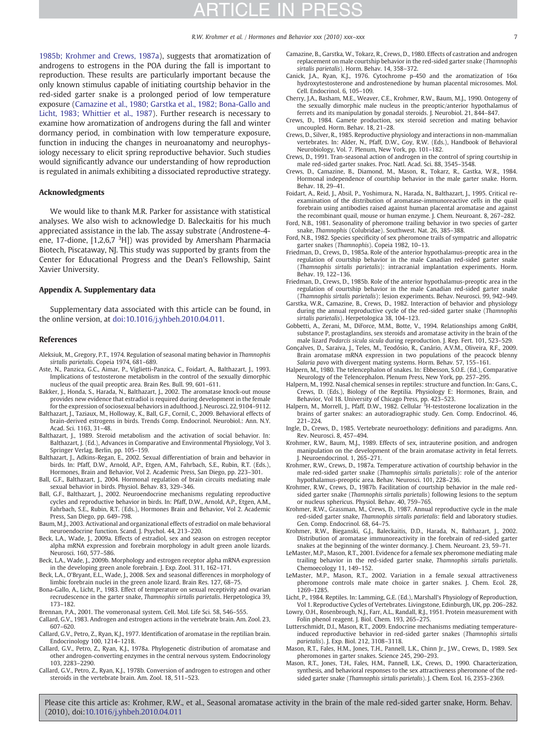1985b; Krohmer and Crews, 1987a), suggests that aromatization of androgens to estrogens in the POA during the fall is important to reproduction. These results are particularly important because the only known stimulus capable of initiating courtship behavior in the red-sided garter snake is a prolonged period of low temperature exposure (Camazine et al., 1980; Garstka et al., 1982; Bona-Gallo and Licht, 1983; Whittier et al., 1987). Further research is necessary to examine how aromatization of androgens during the fall and winter dormancy period, in combination with low temperature exposure, function in inducing the changes in neuroanatomy and neurophysiology necessary to elicit spring reproductive behavior. Such studies would significantly advance our understanding of how reproduction is regulated in animals exhibiting a dissociated reproductive strategy.

## Acknowledgments

We would like to thank M.R. Parker for assistance with statistical analyses. We also wish to acknowledge D. Baleckaitis for his much appreciated assistance in the lab. The assay substrate (Androstene-4-ene, 17-dione, [1,2,6,7 $^3$H]) was provided by Amersham Pharmacia Biotech, Piscataway, NJ. This study was supported by grants from the Center for Educational Progress and the Dean's Fellowship, Saint Xavier University.

## Appendix A. Supplementary data

Supplementary data associated with this article can be found, in the online version, at doi:10.1016/j.yhbeh.2010.04.011.

## References

- Aleksiuk, M., Gregory, P.T., 1974. Regulation of seasonal mating behavior in *Thamnophis sirtalis parietalis*. Copeia 1974, 681–689.
- Aste, N., Panzica, G.C., Aimar, P., Viglietti-Panzica, C., Foidart, A., Balthazart, J., 1993. Implications of testosterone metabolism in the control of the sexually dimorphic nucleus of the quail preoptic area. Brain Res. Bull. 99, 601–611.
- Bakker, J., Honda, S., Harada, N., Balthazart, J., 2002. The aromatase knock-out mouse provides new evidence that estradiol is required during development in the female for the expression of sociosexual behaviors in adulthood. J. Neurosci. 22, 9104–9112.
- Balthazart, J., Taziaux, M., Holloway, K., Ball, G.F., Cornil, C., 2009. Behavioral effects of brain-derived estrogens in birds. Trends Comp. Endocrinol. Neurobiol.: Ann. N.Y. Acad. Sci. 1163, 31–48.
- Balthazart, J., 1989. Steroid metabolism and the activation of social behavior. In: Balthazart, J. (Ed.), Advances in Comparative and Environmental Physiology, Vol 3. Springer Verlag, Berlin, pp. 105–159.
- Balthazart, J., Adkins-Regan, E., 2002. Sexual differentiation of brain and behavior in birds. In: Pfaff, D.W., Arnold, A.P., Etgen, A.M., Fahrbach, S.E., Rubin, R.T. (Eds.), Hormones, Brain and Behavior, Vol 2. Academic Press, San Diego, pp. 223–301.
- Ball, G.F., Balthazart, J., 2004. Hormonal regulation of brain circuits mediating male sexual behavior in birds. Physiol. Behav. 83, 329–346.
- Ball, G.F., Balthazart, J., 2002. Neuroendocrine mechanisms regulating reproductive cycles and reproductive behavior in birds. In: Pfaff, D.W., Arnold, A.P., Etgen, A.M., Fahrbach, S.E., Rubin, R.T. (Eds.), Hormones Brain and Behavior, Vol 2. Academic Press, San Diego, pp. 649–798.
- Baum, M.J., 2003. Activational and organizational effects of estradiol on male behavioral neuroendocrine function. Scand. J. Psychol. 44, 213–220.
- Beck, L.A., Wade, J., 2009a. Effects of estradiol, sex and season on estrogen receptor alpha mRNA expression and forebrain morphology in adult green anole lizards. Neurosci. 160, 577–586.
- Beck, L.A., Wade, J., 2009b. Morphology and estrogen receptor alpha mRNA expression in the developing green anole forebrain. J. Exp. Zool. 311, 162–171.
- Beck, L.A., O'Bryant, E.L., Wade, J., 2008. Sex and seasonal differences in morphology of limbic forebrain nuclei in the green anole lizard. Brain Res. 127, 68–75.
- Bona-Gallo, A., Licht, P., 1983. Effect of temperature on sexual receptivity and ovarian recrudescence in the garter snake, *Thamnophis sirtalis parietalis*. Herpetologica 39, 173–182.
- Brennan, P.A., 2001. The vomeronasal system. Cell. Mol. Life Sci. 58, 546–555.
- Callard, G.V., 1983. Androgen and estrogen actions in the vertebrate brain. Am. Zool. 23, 607–620.
- Callard, G.V., Petro, Z., Ryan, K.J., 1977. Identification of aromatase in the reptilian brain. Endocrinology 100, 1214–1218.
- Callard, G.V., Petro, Z., Ryan, K.J., 1978a. Phylogenetic distribution of aromatase and other androgen-converting enzymes in the central nervous system. Endocrinology 103, 2283–2290.
- Callard, G.V., Petro, Z., Ryan, K.J., 1978b. Conversion of androgen to estrogen and other steroids in the vertebrate brain. Am. Zool. 18, 511–523.
- Camazine, B., Garstka, W., Tokarz, R., Crews, D., 1980. Effects of castration and androgen replacement on male courtship behavior in the red-sided garter snake (*Thamnophis sirtalis parietalis*). Horm. Behav. 14, 358–372.
- Canick, J.A., Ryan, K.J., 1976. Cytochrome p-450 and the aromatization of 16α hydroxytestosterone and androstenedione by human placental microsomes. Mol. Cell. Endocrinol. 6, 105–109.
- Cherry, J.A., Basham, M.E., Weaver, C.E., Krohmer, R.W., Baum, M.J., 1990. Ontogeny of the sexually dimorphic male nucleus in the preoptic/anterior hypothalamus of ferrets and its manipulation by gonadal steroids. J. Neurobiol. 21, 844–847.
- Crews, D., 1984. Gamete production, sex steroid secretion and mating behavior uncoupled. Horm. Behav. 18, 21–28.
- Crews, D., Silver, R., 1985. Reproductive physiology and interactions in non-mammalian vertebrates. In: Alder, N., Pfaff, D.W., Goy, R.W. (Eds.), Handbook of Behavioral Neurobiology, Vol. 7. Plenum, New York, pp. 101–182.
- Crews, D., 1991. Tran-seasonal action of androgen in the control of spring courtship in male red-sided garter snakes. Proc. Natl. Acad. Sci. 88, 3545–3548.
- Crews, D., Camazine, B., Diamond, M., Mason, R., Tokarz, R., Gastka, W.R., 1984. Hormonal independence of courtship behavior in the male garter snake. Horm. Behav. 18, 29–41.
- Foidart, A., Reid, J., Absil, P., Yoshimura, N., Harada, N., Balthazart, J., 1995. Critical re-examination of the distribution of aromatase-immunoreactive cells in the quail forebrain using antibodies raised against human placental aromatase and against the recombinant quail, mouse or human enzyme. J. Chem. Neuroant. 8, 267–282.
- Ford, N.B., 1981. Seasonality of pheromone trailing behavior in two species of garter snake, *Thamnophis* (Colubridae). Southwest. Nat. 26, 385–388.
- Ford, N.B., 1982. Species specificity of sex pheromone trails of sympatric and allopatric garter snakes (*Thamnophis*). Copeia 1982, 10–13.
- Friedman, D., Crews, D., 1985a. Role of the anterior hypothalamus-preoptic area in the regulation of courtship behavior in the male Canadian red-sided garter snake (*Thamnophis sirtalis parietalis*): intracranial implantation experiments. Horm. Behav. 19, 122–136.
- Friedman, D., Crews, D., 1985b. Role of the anterior hypothalamus-preoptic area in the regulation of courtship behavior in the male Canadian red-sided garter snake (*Thamnophis sirtalis parietalis*): lesion experiments. Behav. Neurosci. 99, 942–949.
- Garstka, W.R., Camazine, B., Crews, D., 1982. Interaction of behavior and physiology during the annual reproductive cycle of the red-sided garter snake (*Thamnophis sirtalis parietalis*). Herpetologica 38, 104–123.
- Gobbetti, A., Zerani, M., DiForce, M.M., Botte, V., 1994. Relationships among GnRH, substance P, prostaglandins, sex steroids and aromatase activity in the brain of the male lizard *Podarcis sicula sicula* during reproduction. J. Rep. Fert. 101, 523–529.
- Gonçalves, D., Saraiva, J., Teles, M., Teodósio, R., Canário, A.V.M., Oliveira, R.F., 2009. Brain aromatase mRNA expression in two populations of the peacock blenny *Salaria pavo* with divergent mating systems. Horm. Behav. 57, 155–161.
- Halpern, M., 1980. The telencephalon of snakes. In: Ebbesson, S.O.E. (Ed.), Comparative Neurology of the Telencephalon. Plenum Press, New York, pp. 257–295.
- Halpern, M., 1992. Nasal chemical senses in reptiles: structure and function. In: Gans, C., Crews, D. (Eds.), Biology of the Reptilia. Physiology E: Hormones, Brain, and Behavior, Vol 18. University of Chicago Press, pp. 423–523.
- Halpern, M., Morrell, J., Pfaff, D.W., 1982. Cellular $^3$H-testosterone localization in the brains of garter snakes: an autoradiographic study. Gen. Comp. Endocrinol. 46, 221–224.
- Ingle, D., Crews, D., 1985. Vertebrate neuroethology: definitions and paradigms. Ann. Rev. Neurosci. 8, 457–494.
- Krohmer, R.W., Baum, M.J., 1989. Effects of sex, intrauterine position, and androgen manipulation on the development of the brain aromatase activity in fetal ferrets. J. Neuroendocrinol. 1, 265–271.
- Krohmer, R.W., Crews, D., 1987a. Temperature activation of courtship behavior in the male red-sided garter snake (*Thamnophis sirtalis parietalis*): role of the anterior hypothalamus-preoptic area. Behav. Neurosci. 101, 228–236.
- Krohmer, R.W., Crews, D., 1987b. Facilitation of courtship behavior in the male red-sided garter snake (*Thamnophis sirtalis parietalis*) following lesions to the septum or nucleus sphericus. Physiol. Behav. 40, 759–765.
- Krohmer, R.W., Grassman, M., Crews, D., 1987. Annual reproductive cycle in the male red-sided garter snake, *Thamnophis sirtalis parietalis*: field and laboratory studies. Gen. Comp. Endocrinol. 68, 64–75.
- Krohmer, R.W., Bieganski, G.J., Baleckaitis, D.D., Harada, N., Balthazart, J., 2002. Distribution of aromatase immunoreactivity in the forebrain of red-sided garter snakes at the beginning of the winter dormancy. J. Chem. Neuroant. 23, 59–71.
- LeMaster, M.P., Mason, R.T., 2001. Evidence for a female sex pheromone mediating male trailing behavior in the red-sided garter snake, *Thamnophis sirtalis parietalis*. Chemoecology 11, 149–152.
- LeMaster, M.P., Mason, R.T., 2002. Variation in a female sexual attractiveness pheromone controls male mate choice in garter snakes. J. Chem. Ecol. 28, 1269–1285.
- Licht, P., 1984. Reptiles. In: Lamming, G.E. (Ed.), Marshall's Physiology of Reproduction, Vol 1. Reproductive Cycles of Vertebrates. Livingstone, Edinburgh, UK, pp. 206–282.
- Lowry, O.H., Rosenbrough, N.J., Farr, A.L., Randall, R.J., 1951. Protein measurement with Folin phenol reagent. J. Biol. Chem. 193, 265–275.
- Lutterschmidt, D.I., Mason, R.T., 2009. Endocrine mechanisms mediating temperature-induced reproductive behavior in red-sided garter snakes (*Thamnophis sirtalis parietalis*). J. Exp. Biol. 212, 3108–3118.
- Mason, R.T., Fales, H.M., Jones, T.H., Pannell, L.K., Chinn Jr., J.W., Crews, D., 1989. Sex pheromones in garter snakes. Science 245, 290–293.
- Mason, R.T., Jones, T.H., Fales, H.M., Pannell, L.K., Crews, D., 1990. Characterization, synthesis, and behavioral responses to the sex attractiveness pheromone of the red-sided garter snake (*Thamnophis sirtalis parietalis*). J. Chem. Ecol. 16, 2353–2369.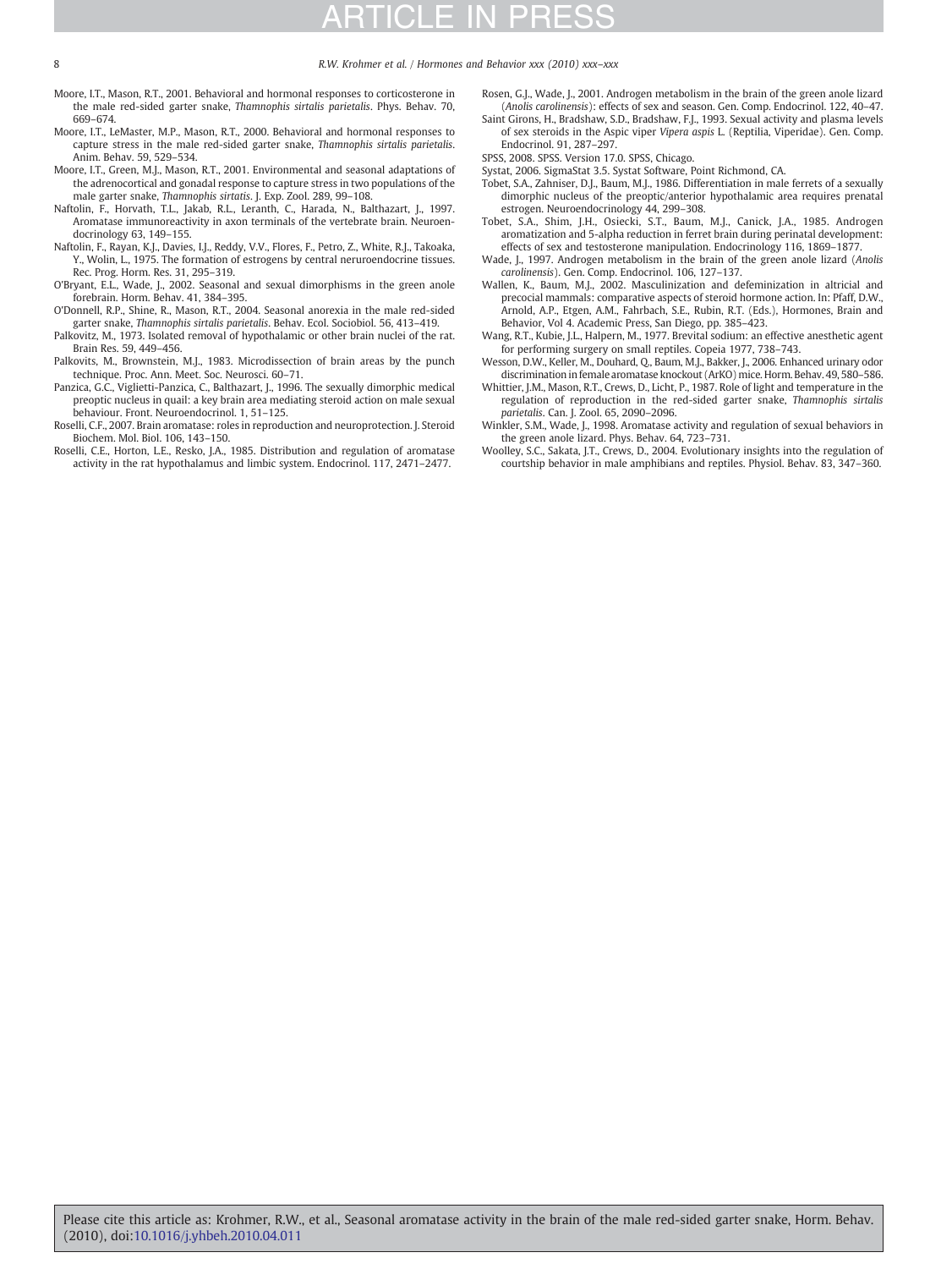Moore, I.T., Mason, R.T., 2001. Behavioral and hormonal responses to corticosterone in the male red-sided garter snake, *Thamnophis sirtalis parietalis*. Phys. Behav. 70, 669–674.

Moore, I.T., LeMaster, M.P., Mason, R.T., 2000. Behavioral and hormonal responses to capture stress in the male red-sided garter snake, *Thamnophis sirtalis parietalis*. Anim. Behav. 59, 529–534.

Moore, I.T., Green, M.J., Mason, R.T., 2001. Environmental and seasonal adaptations of the adrenocortical and gonadal response to capture stress in two populations of the male garter snake, *Thamnophis sirtatis*. J. Exp. Zool. 289, 99–108.

Naftolin, F., Horvath, T.L., Jakab, R.L., Leranth, C., Harada, N., Balthazart, J., 1997. Aromatase immunoreactivity in axon terminals of the vertebrate brain. Neuroendocrinology 63, 149–155.

Naftolin, F., Rayan, K.J., Davies, I.J., Reddy, V.V., Flores, F., Petro, Z., White, R.J., Takoaka, Y., Wolin, L., 1975. The formation of estrogens by central neruroendocrine tissues. Rec. Prog. Horm. Res. 31, 295–319.

O'Bryant, E.L., Wade, J., 2002. Seasonal and sexual dimorphisms in the green anole forebrain. Horm. Behav. 41, 384–395.

O'Donnell, R.P., Shine, R., Mason, R.T., 2004. Seasonal anorexia in the male red-sided garter snake, *Thamnophis sirtalis parietalis*. Behav. Ecol. Sociobiol. 56, 413–419.

Palkovitz, M., 1973. Isolated removal of hypothalamic or other brain nuclei of the rat. Brain Res. 59, 449–456.

Palkovits, M., Brownstein, M.J., 1983. Microdissection of brain areas by the punch technique. Proc. Ann. Meet. Soc. Neurosci. 60–71.

Panzica, G.C., Viglietti-Panzica, C., Balthazart, J., 1996. The sexually dimorphic medical preoptic nucleus in quail: a key brain area mediating steroid action on male sexual behaviour. Front. Neuroendocrinol. 1, 51–125.

Roselli, C.F., 2007. Brain aromatase: roles in reproduction and neuroprotection. J. Steroid Biochem. Mol. Biol. 106, 143–150.

Roselli, C.E., Horton, L.E., Resko, J.A., 1985. Distribution and regulation of aromatase activity in the rat hypothalamus and limbic system. Endocrinol. 117, 2471–2477.

Rosen, G.J., Wade, J., 2001. Androgen metabolism in the brain of the green anole lizard (*Anolis carolinensis*): effects of sex and season. Gen. Comp. Endocrinol. 122, 40–47.

Saint Girons, H., Bradshaw, S.D., Bradshaw, F.J., 1993. Sexual activity and plasma levels of sex steroids in the Aspic viper *Vipera aspis* L. (Reptilia, Viperidae). Gen. Comp. Endocrinol. 91, 287–297.

SPSS, 2008. SPSS. Version 17.0. SPSS, Chicago.

Systat, 2006. SigmaStat 3.5. Systat Software, Point Richmond, CA.

Tobet, S.A., Zahniser, D.J., Baum, M.J., 1986. Differentiation in male ferrets of a sexually dimorphic nucleus of the preoptic/anterior hypothalamic area requires prenatal estrogen. Neuroendocrinology 44, 299–308.

Tobet, S.A., Shim, J.H., Osiecki, S.T., Baum, M.J., Canick, J.A., 1985. Androgen aromatization and 5-alpha reduction in ferret brain during perinatal development: effects of sex and testosterone manipulation. Endocrinology 116, 1869–1877.

Wade, J., 1997. Androgen metabolism in the brain of the green anole lizard (*Anolis carolinensis*). Gen. Comp. Endocrinol. 106, 127–137.

Wallen, K., Baum, M.J., 2002. Masculinization and defeminization in altricial and precocial mammals: comparative aspects of steroid hormone action. In: Pfaff, D.W., Arnold, A.P., Etgen, A.M., Fahrbach, S.E., Rubin, R.T. (Eds.), Hormones, Brain and Behavior, Vol 4. Academic Press, San Diego, pp. 385–423.

Wang, R.T., Kubie, J.L., Halpern, M., 1977. Brevital sodium: an effective anesthetic agent for performing surgery on small reptiles. Copeia 1977, 738–743.

Wesson, D.W., Keller, M., Douhard, Q., Baum, M.J., Bakker, J., 2006. Enhanced urinary odor discrimination in female aromatase knockout (ArKO) mice. Horm. Behav. 49, 580–586.

Whittier, J.M., Mason, R.T., Crews, D., Licht, P., 1987. Role of light and temperature in the regulation of reproduction in the red-sided garter snake, *Thamnophis sirtalis parietalis*. Can. J. Zool. 65, 2090–2096.

Winkler, S.M., Wade, J., 1998. Aromatase activity and regulation of sexual behaviors in the green anole lizard. Phys. Behav. 64, 723–731.

Woolley, S.C., Sakata, J.T., Crews, D., 2004. Evolutionary insights into the regulation of courtship behavior in male amphibians and reptiles. Physiol. Behav. 83, 347–360.